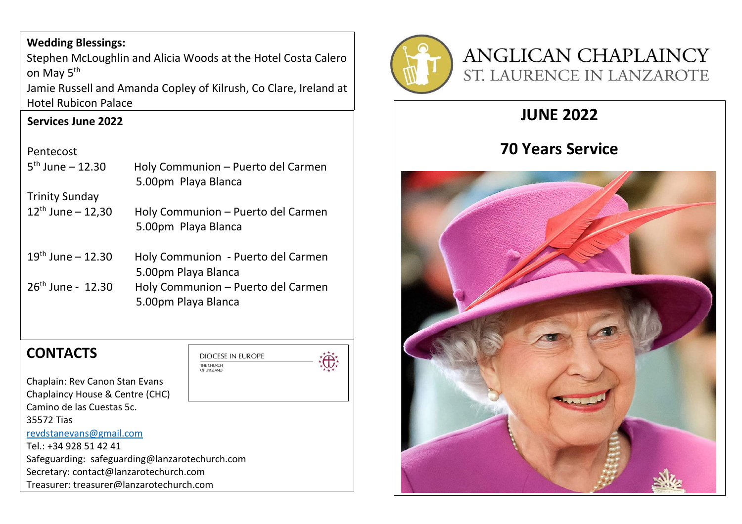**Wedding Blessings:**

Stephen McLoughlin and Alicia Woods at the Hotel Costa Calero on May 5th

Jamie Russell and Amanda Copley of Kilrush, Co Clare, Ireland at Hotel Rubicon Palace

**Services June 2022**

Pentecost

5th June – 12.30 Holy Communion – Puerto del Carmen
5.00pm Playa Blanca

Trinity Sunday

12th June – 12,30 Holy Communion – Puerto del Carmen
5.00pm Playa Blanca

19th June – 12.30 Holy Communion - Puerto del Carmen
5.00pm Playa Blanca

26th June - 12.30 Holy Communion – Puerto del Carmen
5.00pm Playa Blanca

## CONTACTS

DIOCESE IN EUROPE
THE CHURCH OF ENGLAND

Chaplain: Rev Canon Stan Evans
Chaplaincy House & Centre (CHC)
Camino de las Cuestas 5c.
35572 Tias
revdstanevans@gmail.com
Tel.: +34 928 51 42 41
Safeguarding: safeguarding@lanzarotechurch.com
Secretary: contact@lanzarotechurch.com
Treasurer: treasurer@lanzarotechurch.com

# ANGLICAN CHAPLAINCY
## ST. LAURENCE IN LANZAROTE

## JUNE 2022

## 70 Years Service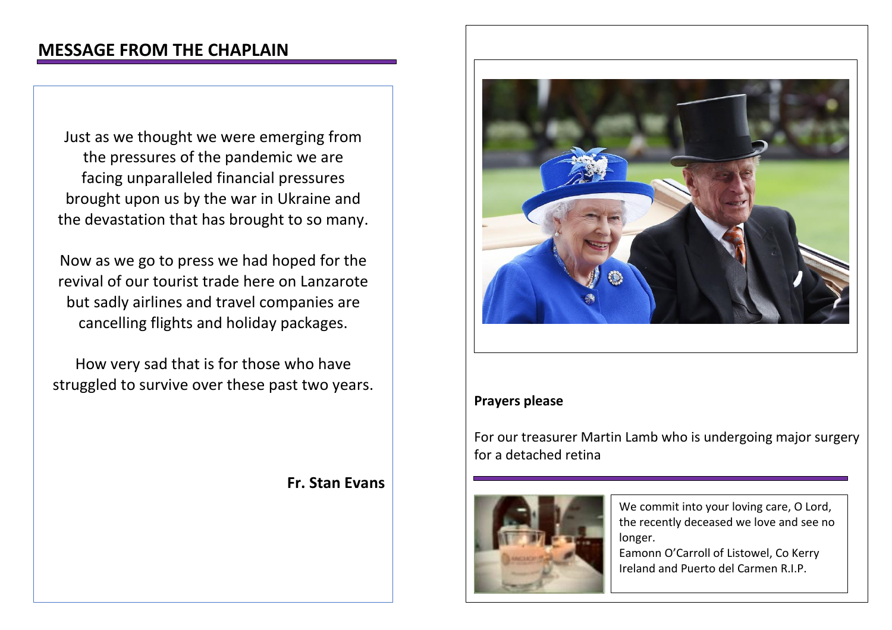## MESSAGE FROM THE CHAPLAIN

Just as we thought we were emerging from the pressures of the pandemic we are facing unparalleled financial pressures brought upon us by the war in Ukraine and the devastation that has brought to so many.

Now as we go to press we had hoped for the revival of our tourist trade here on Lanzarote but sadly airlines and travel companies are cancelling flights and holiday packages.

How very sad that is for those who have struggled to survive over these past two years.

**Fr. Stan Evans**

**Prayers please**

For our treasurer Martin Lamb who is undergoing major surgery for a detached retina

We commit into your loving care, O Lord, the recently deceased we love and see no longer.
Eamonn O'Carroll of Listowel, Co Kerry Ireland and Puerto del Carmen R.I.P.